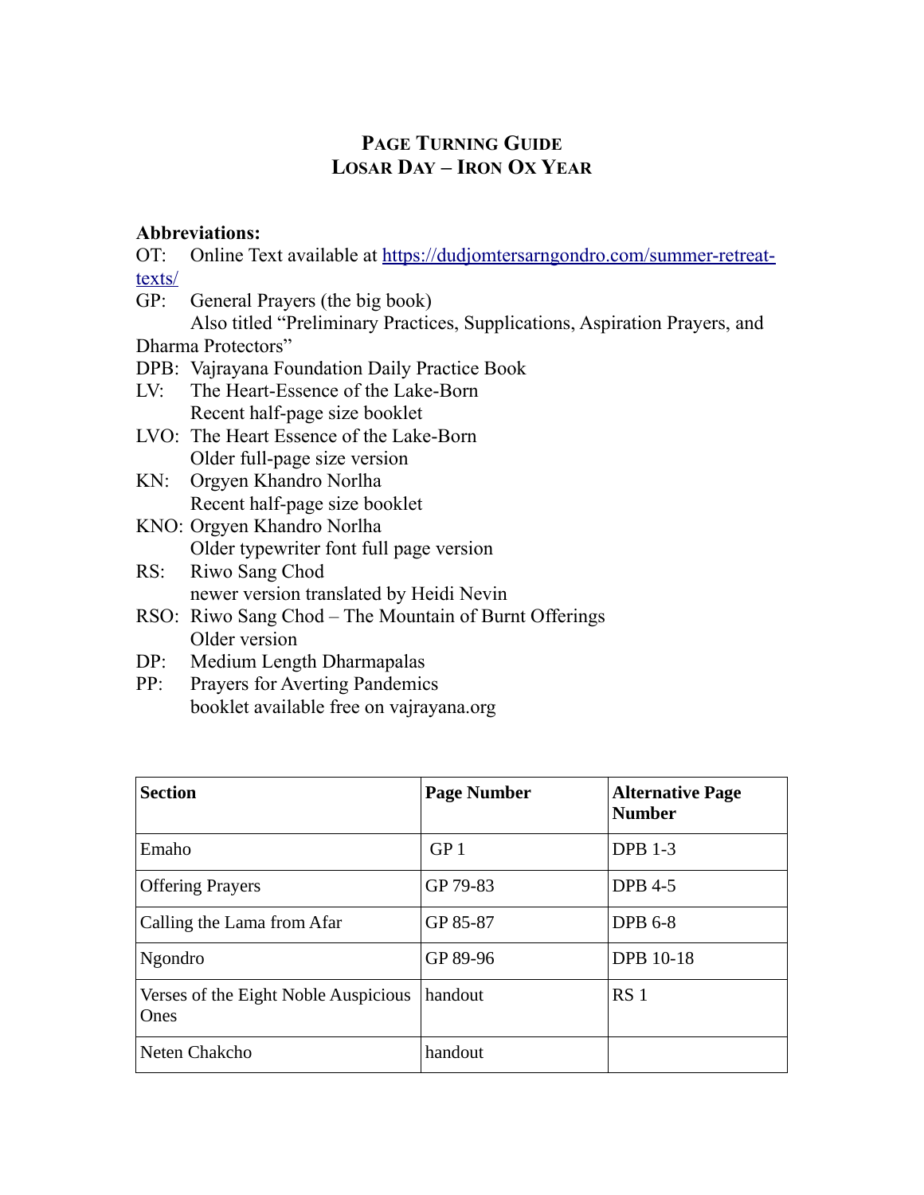# Page Turning Guide
# Losar Day – Iron Ox Year

**Abbreviations:**

OT: Online Text available at [https://dudjomtersarngondro.com/summer-retreat-texts/](https://dudjomtersarngondro.com/summer-retreat-texts/)

GP: General Prayers (the big book)
Also titled "Preliminary Practices, Supplications, Aspiration Prayers, and Dharma Protectors"

DPB: Vajrayana Foundation Daily Practice Book

LV: The Heart-Essence of the Lake-Born
Recent half-page size booklet

LVO: The Heart Essence of the Lake-Born
Older full-page size version

KN: Orgyen Khandro Norlha
Recent half-page size booklet

KNO: Orgyen Khandro Norlha
Older typewriter font full page version

RS: Riwo Sang Chod
newer version translated by Heidi Nevin

RSO: Riwo Sang Chod – The Mountain of Burnt Offerings
Older version

DP: Medium Length Dharmapalas

PP: Prayers for Averting Pandemics
booklet available free on vajrayana.org

| Section | Page Number | Alternative Page Number |
|---|---|---|
| Emaho | GP 1 | DPB 1-3 |
| Offering Prayers | GP 79-83 | DPB 4-5 |
| Calling the Lama from Afar | GP 85-87 | DPB 6-8 |
| Ngondro | GP 89-96 | DPB 10-18 |
| Verses of the Eight Noble Auspicious Ones | handout | RS 1 |
| Neten Chakcho | handout | |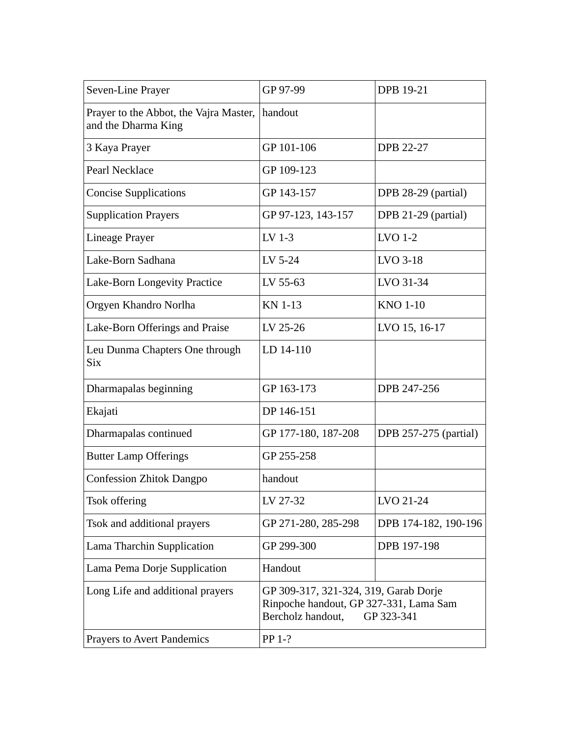| Seven-Line Prayer | GP 97-99 | DPB 19-21 |
|---|---|---|
| Prayer to the Abbot, the Vajra Master, and the Dharma King | handout | |
| 3 Kaya Prayer | GP 101-106 | DPB 22-27 |
| Pearl Necklace | GP 109-123 | |
| Concise Supplications | GP 143-157 | DPB 28-29 (partial) |
| Supplication Prayers | GP 97-123, 143-157 | DPB 21-29 (partial) |
| Lineage Prayer | LV 1-3 | LVO 1-2 |
| Lake-Born Sadhana | LV 5-24 | LVO 3-18 |
| Lake-Born Longevity Practice | LV 55-63 | LVO 31-34 |
| Orgyen Khandro Norlha | KN 1-13 | KNO 1-10 |
| Lake-Born Offerings and Praise | LV 25-26 | LVO 15, 16-17 |
| Leu Dunma Chapters One through Six | LD 14-110 | |
| Dharmapalas beginning | GP 163-173 | DPB 247-256 |
| Ekajati | DP 146-151 | |
| Dharmapalas continued | GP 177-180, 187-208 | DPB 257-275 (partial) |
| Butter Lamp Offerings | GP 255-258 | |
| Confession Zhitok Dangpo | handout | |
| Tsok offering | LV 27-32 | LVO 21-24 |
| Tsok and additional prayers | GP 271-280, 285-298 | DPB 174-182, 190-196 |
| Lama Tharchin Supplication | GP 299-300 | DPB 197-198 |
| Lama Pema Dorje Supplication | Handout | |
| Long Life and additional prayers | GP 309-317, 321-324, 319, Garab Dorje Rinpoche handout, GP 327-331, Lama Sam Bercholz handout, GP 323-341 | |
| Prayers to Avert Pandemics | PP 1-? | |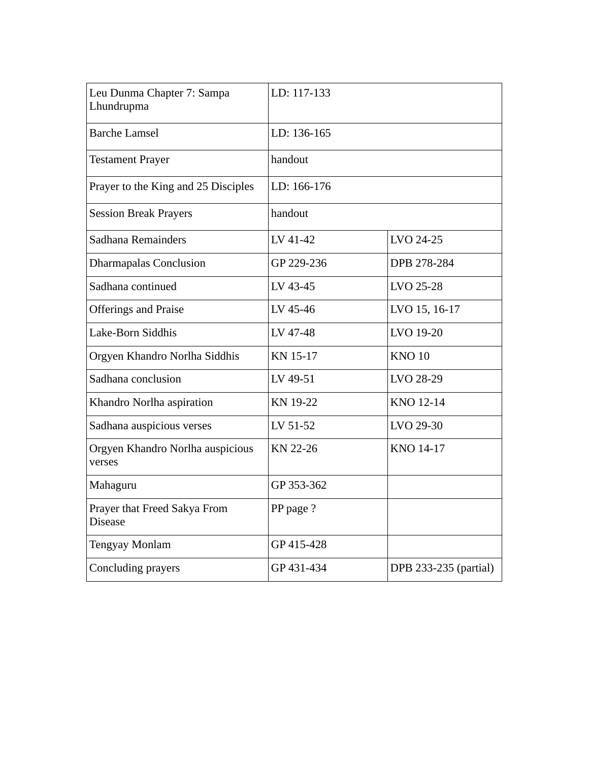| | | |
|---|---|---|
| Leu Dunma Chapter 7: Sampa Lhundrupma | LD: 117-133 | |
| Barche Lamsel | LD: 136-165 | |
| Testament Prayer | handout | |
| Prayer to the King and 25 Disciples | LD: 166-176 | |
| Session Break Prayers | handout | |
| Sadhana Remainders | LV 41-42 | LVO 24-25 |
| Dharmapalas Conclusion | GP 229-236 | DPB 278-284 |
| Sadhana continued | LV 43-45 | LVO 25-28 |
| Offerings and Praise | LV 45-46 | LVO 15, 16-17 |
| Lake-Born Siddhis | LV 47-48 | LVO 19-20 |
| Orgyen Khandro Norlha Siddhis | KN 15-17 | KNO 10 |
| Sadhana conclusion | LV 49-51 | LVO 28-29 |
| Khandro Norlha aspiration | KN 19-22 | KNO 12-14 |
| Sadhana auspicious verses | LV 51-52 | LVO 29-30 |
| Orgyen Khandro Norlha auspicious verses | KN 22-26 | KNO 14-17 |
| Mahaguru | GP 353-362 | |
| Prayer that Freed Sakya From Disease | PP page ? | |
| Tengyay Monlam | GP 415-428 | |
| Concluding prayers | GP 431-434 | DPB 233-235 (partial) |